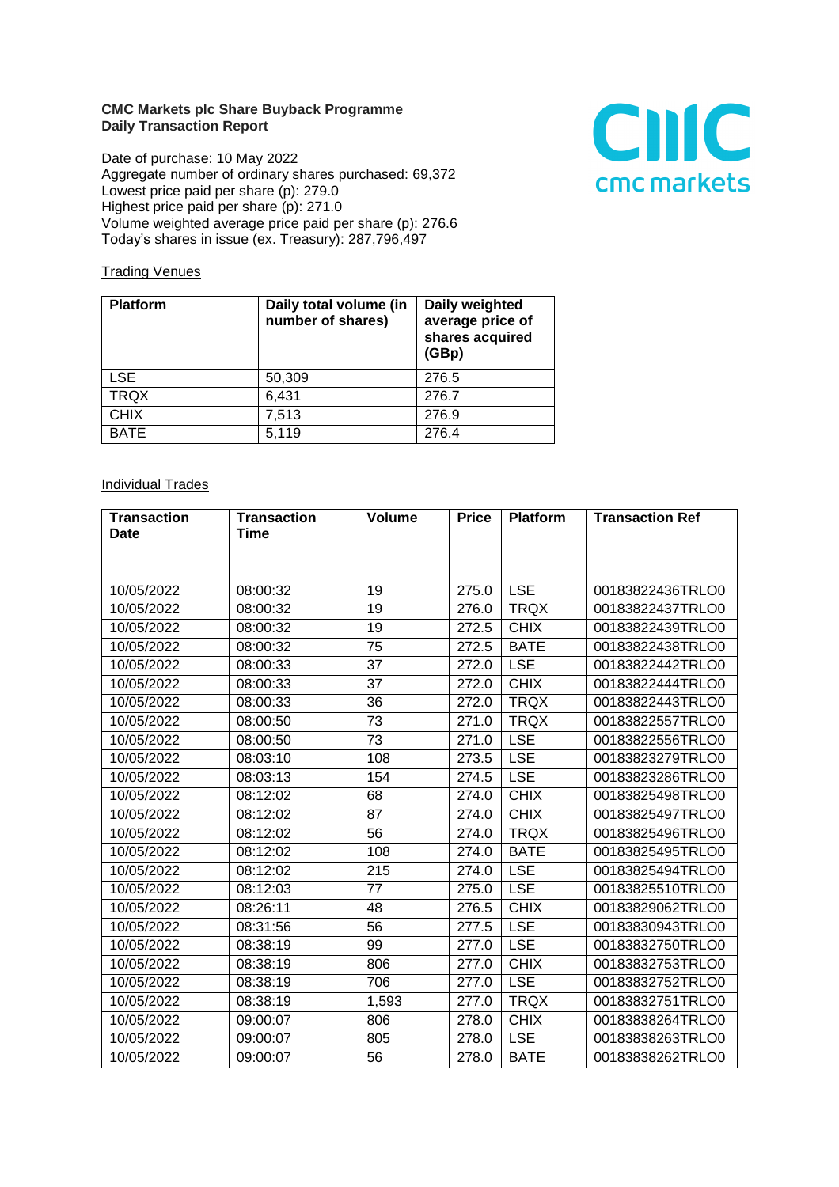**CMC Markets plc Share Buyback Programme**
**Daily Transaction Report**

Date of purchase: 10 May 2022
Aggregate number of ordinary shares purchased: 69,372
Lowest price paid per share (p): 279.0
Highest price paid per share (p): 271.0
Volume weighted average price paid per share (p): 276.6
Today's shares in issue (ex. Treasury): 287,796,497

Trading Venues

| Platform | Daily total volume (in number of shares) | Daily weighted average price of shares acquired (GBp) |
|---|---|---|
| LSE | 50,309 | 276.5 |
| TRQX | 6,431 | 276.7 |
| CHIX | 7,513 | 276.9 |
| BATE | 5,119 | 276.4 |

Individual Trades

| Transaction Date | Transaction Time | Volume | Price | Platform | Transaction Ref |
|---|---|---|---|---|---|
| 10/05/2022 | 08:00:32 | 19 | 275.0 | LSE | 00183822436TRLO0 |
| 10/05/2022 | 08:00:32 | 19 | 276.0 | TRQX | 00183822437TRLO0 |
| 10/05/2022 | 08:00:32 | 19 | 272.5 | CHIX | 00183822439TRLO0 |
| 10/05/2022 | 08:00:32 | 75 | 272.5 | BATE | 00183822438TRLO0 |
| 10/05/2022 | 08:00:33 | 37 | 272.0 | LSE | 00183822442TRLO0 |
| 10/05/2022 | 08:00:33 | 37 | 272.0 | CHIX | 00183822444TRLO0 |
| 10/05/2022 | 08:00:33 | 36 | 272.0 | TRQX | 00183822443TRLO0 |
| 10/05/2022 | 08:00:50 | 73 | 271.0 | TRQX | 00183822557TRLO0 |
| 10/05/2022 | 08:00:50 | 73 | 271.0 | LSE | 00183822556TRLO0 |
| 10/05/2022 | 08:03:10 | 108 | 273.5 | LSE | 00183823279TRLO0 |
| 10/05/2022 | 08:03:13 | 154 | 274.5 | LSE | 00183823286TRLO0 |
| 10/05/2022 | 08:12:02 | 68 | 274.0 | CHIX | 00183825498TRLO0 |
| 10/05/2022 | 08:12:02 | 87 | 274.0 | CHIX | 00183825497TRLO0 |
| 10/05/2022 | 08:12:02 | 56 | 274.0 | TRQX | 00183825496TRLO0 |
| 10/05/2022 | 08:12:02 | 108 | 274.0 | BATE | 00183825495TRLO0 |
| 10/05/2022 | 08:12:02 | 215 | 274.0 | LSE | 00183825494TRLO0 |
| 10/05/2022 | 08:12:03 | 77 | 275.0 | LSE | 00183825510TRLO0 |
| 10/05/2022 | 08:26:11 | 48 | 276.5 | CHIX | 00183829062TRLO0 |
| 10/05/2022 | 08:31:56 | 56 | 277.5 | LSE | 00183830943TRLO0 |
| 10/05/2022 | 08:38:19 | 99 | 277.0 | LSE | 00183832750TRLO0 |
| 10/05/2022 | 08:38:19 | 806 | 277.0 | CHIX | 00183832753TRLO0 |
| 10/05/2022 | 08:38:19 | 706 | 277.0 | LSE | 00183832752TRLO0 |
| 10/05/2022 | 08:38:19 | 1,593 | 277.0 | TRQX | 00183832751TRLO0 |
| 10/05/2022 | 09:00:07 | 806 | 278.0 | CHIX | 00183838264TRLO0 |
| 10/05/2022 | 09:00:07 | 805 | 278.0 | LSE | 00183838263TRLO0 |
| 10/05/2022 | 09:00:07 | 56 | 278.0 | BATE | 00183838262TRLO0 |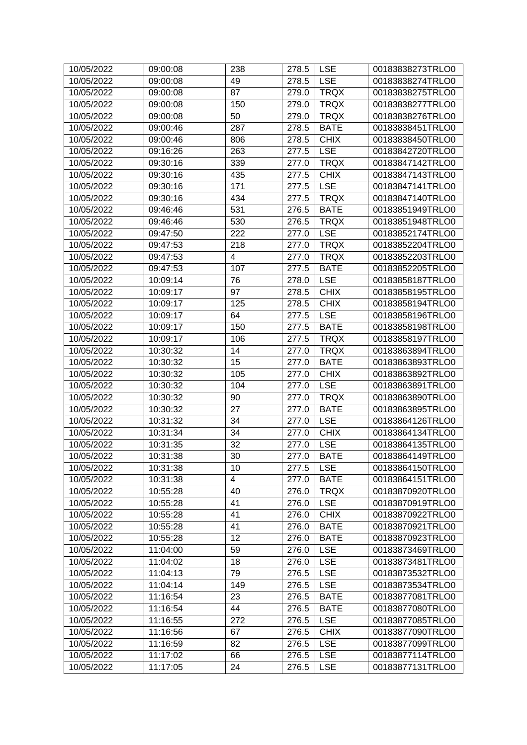| 10/05/2022 | 09:00:08 | 238 | 278.5 | LSE | 00183838273TRLO0 |
|---|---|---|---|---|---|
| 10/05/2022 | 09:00:08 | 49 | 278.5 | LSE | 00183838274TRLO0 |
| 10/05/2022 | 09:00:08 | 87 | 279.0 | TRQX | 00183838275TRLO0 |
| 10/05/2022 | 09:00:08 | 150 | 279.0 | TRQX | 00183838277TRLO0 |
| 10/05/2022 | 09:00:08 | 50 | 279.0 | TRQX | 00183838276TRLO0 |
| 10/05/2022 | 09:00:46 | 287 | 278.5 | BATE | 00183838451TRLO0 |
| 10/05/2022 | 09:00:46 | 806 | 278.5 | CHIX | 00183838450TRLO0 |
| 10/05/2022 | 09:16:26 | 263 | 277.5 | LSE | 00183842720TRLO0 |
| 10/05/2022 | 09:30:16 | 339 | 277.0 | TRQX | 00183847142TRLO0 |
| 10/05/2022 | 09:30:16 | 435 | 277.5 | CHIX | 00183847143TRLO0 |
| 10/05/2022 | 09:30:16 | 171 | 277.5 | LSE | 00183847141TRLO0 |
| 10/05/2022 | 09:30:16 | 434 | 277.5 | TRQX | 00183847140TRLO0 |
| 10/05/2022 | 09:46:46 | 531 | 276.5 | BATE | 00183851949TRLO0 |
| 10/05/2022 | 09:46:46 | 530 | 276.5 | TRQX | 00183851948TRLO0 |
| 10/05/2022 | 09:47:50 | 222 | 277.0 | LSE | 00183852174TRLO0 |
| 10/05/2022 | 09:47:53 | 218 | 277.0 | TRQX | 00183852204TRLO0 |
| 10/05/2022 | 09:47:53 | 4 | 277.0 | TRQX | 00183852203TRLO0 |
| 10/05/2022 | 09:47:53 | 107 | 277.5 | BATE | 00183852205TRLO0 |
| 10/05/2022 | 10:09:14 | 76 | 278.0 | LSE | 00183858187TRLO0 |
| 10/05/2022 | 10:09:17 | 97 | 278.5 | CHIX | 00183858195TRLO0 |
| 10/05/2022 | 10:09:17 | 125 | 278.5 | CHIX | 00183858194TRLO0 |
| 10/05/2022 | 10:09:17 | 64 | 277.5 | LSE | 00183858196TRLO0 |
| 10/05/2022 | 10:09:17 | 150 | 277.5 | BATE | 00183858198TRLO0 |
| 10/05/2022 | 10:09:17 | 106 | 277.5 | TRQX | 00183858197TRLO0 |
| 10/05/2022 | 10:30:32 | 14 | 277.0 | TRQX | 00183863894TRLO0 |
| 10/05/2022 | 10:30:32 | 15 | 277.0 | BATE | 00183863893TRLO0 |
| 10/05/2022 | 10:30:32 | 105 | 277.0 | CHIX | 00183863892TRLO0 |
| 10/05/2022 | 10:30:32 | 104 | 277.0 | LSE | 00183863891TRLO0 |
| 10/05/2022 | 10:30:32 | 90 | 277.0 | TRQX | 00183863890TRLO0 |
| 10/05/2022 | 10:30:32 | 27 | 277.0 | BATE | 00183863895TRLO0 |
| 10/05/2022 | 10:31:32 | 34 | 277.0 | LSE | 00183864126TRLO0 |
| 10/05/2022 | 10:31:34 | 34 | 277.0 | CHIX | 00183864134TRLO0 |
| 10/05/2022 | 10:31:35 | 32 | 277.0 | LSE | 00183864135TRLO0 |
| 10/05/2022 | 10:31:38 | 30 | 277.0 | BATE | 00183864149TRLO0 |
| 10/05/2022 | 10:31:38 | 10 | 277.5 | LSE | 00183864150TRLO0 |
| 10/05/2022 | 10:31:38 | 4 | 277.0 | BATE | 00183864151TRLO0 |
| 10/05/2022 | 10:55:28 | 40 | 276.0 | TRQX | 00183870920TRLO0 |
| 10/05/2022 | 10:55:28 | 41 | 276.0 | LSE | 00183870919TRLO0 |
| 10/05/2022 | 10:55:28 | 41 | 276.0 | CHIX | 00183870922TRLO0 |
| 10/05/2022 | 10:55:28 | 41 | 276.0 | BATE | 00183870921TRLO0 |
| 10/05/2022 | 10:55:28 | 12 | 276.0 | BATE | 00183870923TRLO0 |
| 10/05/2022 | 11:04:00 | 59 | 276.0 | LSE | 00183873469TRLO0 |
| 10/05/2022 | 11:04:02 | 18 | 276.0 | LSE | 00183873481TRLO0 |
| 10/05/2022 | 11:04:13 | 79 | 276.5 | LSE | 00183873532TRLO0 |
| 10/05/2022 | 11:04:14 | 149 | 276.5 | LSE | 00183873534TRLO0 |
| 10/05/2022 | 11:16:54 | 23 | 276.5 | BATE | 00183877081TRLO0 |
| 10/05/2022 | 11:16:54 | 44 | 276.5 | BATE | 00183877080TRLO0 |
| 10/05/2022 | 11:16:55 | 272 | 276.5 | LSE | 00183877085TRLO0 |
| 10/05/2022 | 11:16:56 | 67 | 276.5 | CHIX | 00183877090TRLO0 |
| 10/05/2022 | 11:16:59 | 82 | 276.5 | LSE | 00183877099TRLO0 |
| 10/05/2022 | 11:17:02 | 66 | 276.5 | LSE | 00183877114TRLO0 |
| 10/05/2022 | 11:17:05 | 24 | 276.5 | LSE | 00183877131TRLO0 |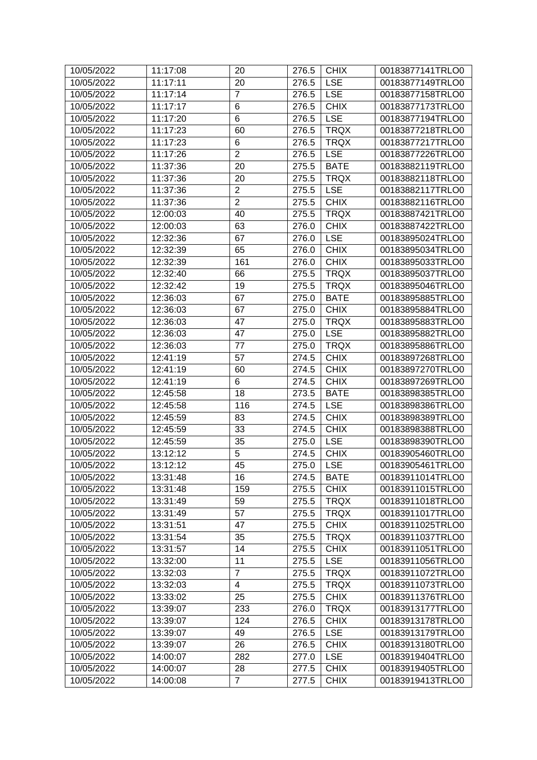| 10/05/2022 | 11:17:08 | 20 | 276.5 | CHIX | 00183877141TRLO0 |
|---|---|---|---|---|---|
| 10/05/2022 | 11:17:11 | 20 | 276.5 | LSE | 00183877149TRLO0 |
| 10/05/2022 | 11:17:14 | 7 | 276.5 | LSE | 00183877158TRLO0 |
| 10/05/2022 | 11:17:17 | 6 | 276.5 | CHIX | 00183877173TRLO0 |
| 10/05/2022 | 11:17:20 | 6 | 276.5 | LSE | 00183877194TRLO0 |
| 10/05/2022 | 11:17:23 | 60 | 276.5 | TRQX | 00183877218TRLO0 |
| 10/05/2022 | 11:17:23 | 6 | 276.5 | TRQX | 00183877217TRLO0 |
| 10/05/2022 | 11:17:26 | 2 | 276.5 | LSE | 00183877226TRLO0 |
| 10/05/2022 | 11:37:36 | 20 | 275.5 | BATE | 00183882119TRLO0 |
| 10/05/2022 | 11:37:36 | 20 | 275.5 | TRQX | 00183882118TRLO0 |
| 10/05/2022 | 11:37:36 | 2 | 275.5 | LSE | 00183882117TRLO0 |
| 10/05/2022 | 11:37:36 | 2 | 275.5 | CHIX | 00183882116TRLO0 |
| 10/05/2022 | 12:00:03 | 40 | 275.5 | TRQX | 00183887421TRLO0 |
| 10/05/2022 | 12:00:03 | 63 | 276.0 | CHIX | 00183887422TRLO0 |
| 10/05/2022 | 12:32:36 | 67 | 276.0 | LSE | 00183895024TRLO0 |
| 10/05/2022 | 12:32:39 | 65 | 276.0 | CHIX | 00183895034TRLO0 |
| 10/05/2022 | 12:32:39 | 161 | 276.0 | CHIX | 00183895033TRLO0 |
| 10/05/2022 | 12:32:40 | 66 | 275.5 | TRQX | 00183895037TRLO0 |
| 10/05/2022 | 12:32:42 | 19 | 275.5 | TRQX | 00183895046TRLO0 |
| 10/05/2022 | 12:36:03 | 67 | 275.0 | BATE | 00183895885TRLO0 |
| 10/05/2022 | 12:36:03 | 67 | 275.0 | CHIX | 00183895884TRLO0 |
| 10/05/2022 | 12:36:03 | 47 | 275.0 | TRQX | 00183895883TRLO0 |
| 10/05/2022 | 12:36:03 | 47 | 275.0 | LSE | 00183895882TRLO0 |
| 10/05/2022 | 12:36:03 | 77 | 275.0 | TRQX | 00183895886TRLO0 |
| 10/05/2022 | 12:41:19 | 57 | 274.5 | CHIX | 00183897268TRLO0 |
| 10/05/2022 | 12:41:19 | 60 | 274.5 | CHIX | 00183897270TRLO0 |
| 10/05/2022 | 12:41:19 | 6 | 274.5 | CHIX | 00183897269TRLO0 |
| 10/05/2022 | 12:45:58 | 18 | 273.5 | BATE | 00183898385TRLO0 |
| 10/05/2022 | 12:45:58 | 116 | 274.5 | LSE | 00183898386TRLO0 |
| 10/05/2022 | 12:45:59 | 83 | 274.5 | CHIX | 00183898389TRLO0 |
| 10/05/2022 | 12:45:59 | 33 | 274.5 | CHIX | 00183898388TRLO0 |
| 10/05/2022 | 12:45:59 | 35 | 275.0 | LSE | 00183898390TRLO0 |
| 10/05/2022 | 13:12:12 | 5 | 274.5 | CHIX | 00183905460TRLO0 |
| 10/05/2022 | 13:12:12 | 45 | 275.0 | LSE | 00183905461TRLO0 |
| 10/05/2022 | 13:31:48 | 16 | 274.5 | BATE | 00183911014TRLO0 |
| 10/05/2022 | 13:31:48 | 159 | 275.5 | CHIX | 00183911015TRLO0 |
| 10/05/2022 | 13:31:49 | 59 | 275.5 | TRQX | 00183911018TRLO0 |
| 10/05/2022 | 13:31:49 | 57 | 275.5 | TRQX | 00183911017TRLO0 |
| 10/05/2022 | 13:31:51 | 47 | 275.5 | CHIX | 00183911025TRLO0 |
| 10/05/2022 | 13:31:54 | 35 | 275.5 | TRQX | 00183911037TRLO0 |
| 10/05/2022 | 13:31:57 | 14 | 275.5 | CHIX | 00183911051TRLO0 |
| 10/05/2022 | 13:32:00 | 11 | 275.5 | LSE | 00183911056TRLO0 |
| 10/05/2022 | 13:32:03 | 7 | 275.5 | TRQX | 00183911072TRLO0 |
| 10/05/2022 | 13:32:03 | 4 | 275.5 | TRQX | 00183911073TRLO0 |
| 10/05/2022 | 13:33:02 | 25 | 275.5 | CHIX | 00183911376TRLO0 |
| 10/05/2022 | 13:39:07 | 233 | 276.0 | TRQX | 00183913177TRLO0 |
| 10/05/2022 | 13:39:07 | 124 | 276.5 | CHIX | 00183913178TRLO0 |
| 10/05/2022 | 13:39:07 | 49 | 276.5 | LSE | 00183913179TRLO0 |
| 10/05/2022 | 13:39:07 | 26 | 276.5 | CHIX | 00183913180TRLO0 |
| 10/05/2022 | 14:00:07 | 282 | 277.0 | LSE | 00183919404TRLO0 |
| 10/05/2022 | 14:00:07 | 28 | 277.5 | CHIX | 00183919405TRLO0 |
| 10/05/2022 | 14:00:08 | 7 | 277.5 | CHIX | 00183919413TRLO0 |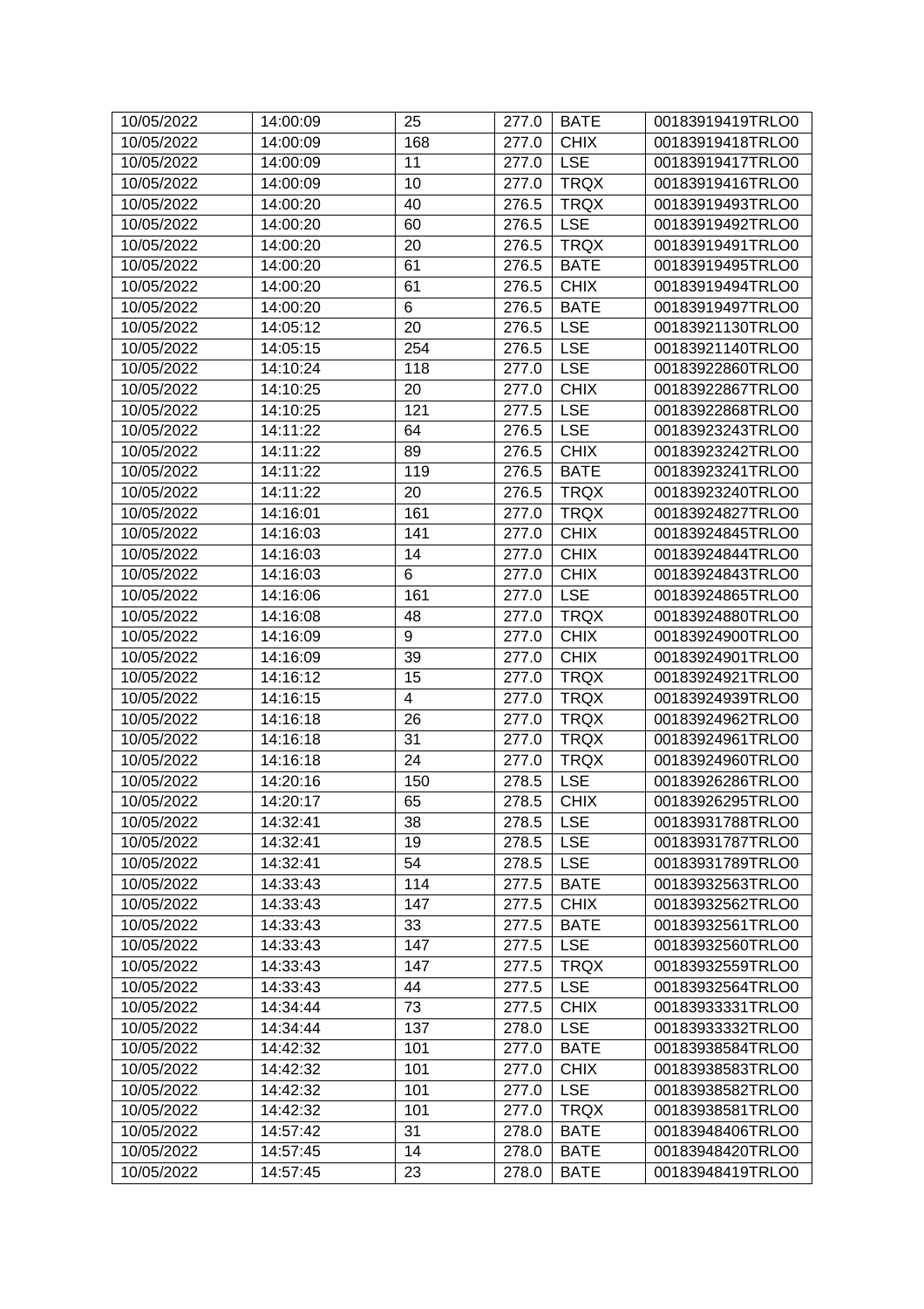| | | | | | |
|---|---|---|---|---|---|
| 10/05/2022 | 14:00:09 | 25 | 277.0 | BATE | 00183919419TRLO0 |
| 10/05/2022 | 14:00:09 | 168 | 277.0 | CHIX | 00183919418TRLO0 |
| 10/05/2022 | 14:00:09 | 11 | 277.0 | LSE | 00183919417TRLO0 |
| 10/05/2022 | 14:00:09 | 10 | 277.0 | TRQX | 00183919416TRLO0 |
| 10/05/2022 | 14:00:20 | 40 | 276.5 | TRQX | 00183919493TRLO0 |
| 10/05/2022 | 14:00:20 | 60 | 276.5 | LSE | 00183919492TRLO0 |
| 10/05/2022 | 14:00:20 | 20 | 276.5 | TRQX | 00183919491TRLO0 |
| 10/05/2022 | 14:00:20 | 61 | 276.5 | BATE | 00183919495TRLO0 |
| 10/05/2022 | 14:00:20 | 61 | 276.5 | CHIX | 00183919494TRLO0 |
| 10/05/2022 | 14:00:20 | 6 | 276.5 | BATE | 00183919497TRLO0 |
| 10/05/2022 | 14:05:12 | 20 | 276.5 | LSE | 00183921130TRLO0 |
| 10/05/2022 | 14:05:15 | 254 | 276.5 | LSE | 00183921140TRLO0 |
| 10/05/2022 | 14:10:24 | 118 | 277.0 | LSE | 00183922860TRLO0 |
| 10/05/2022 | 14:10:25 | 20 | 277.0 | CHIX | 00183922867TRLO0 |
| 10/05/2022 | 14:10:25 | 121 | 277.5 | LSE | 00183922868TRLO0 |
| 10/05/2022 | 14:11:22 | 64 | 276.5 | LSE | 00183923243TRLO0 |
| 10/05/2022 | 14:11:22 | 89 | 276.5 | CHIX | 00183923242TRLO0 |
| 10/05/2022 | 14:11:22 | 119 | 276.5 | BATE | 00183923241TRLO0 |
| 10/05/2022 | 14:11:22 | 20 | 276.5 | TRQX | 00183923240TRLO0 |
| 10/05/2022 | 14:16:01 | 161 | 277.0 | TRQX | 00183924827TRLO0 |
| 10/05/2022 | 14:16:03 | 141 | 277.0 | CHIX | 00183924845TRLO0 |
| 10/05/2022 | 14:16:03 | 14 | 277.0 | CHIX | 00183924844TRLO0 |
| 10/05/2022 | 14:16:03 | 6 | 277.0 | CHIX | 00183924843TRLO0 |
| 10/05/2022 | 14:16:06 | 161 | 277.0 | LSE | 00183924865TRLO0 |
| 10/05/2022 | 14:16:08 | 48 | 277.0 | TRQX | 00183924880TRLO0 |
| 10/05/2022 | 14:16:09 | 9 | 277.0 | CHIX | 00183924900TRLO0 |
| 10/05/2022 | 14:16:09 | 39 | 277.0 | CHIX | 00183924901TRLO0 |
| 10/05/2022 | 14:16:12 | 15 | 277.0 | TRQX | 00183924921TRLO0 |
| 10/05/2022 | 14:16:15 | 4 | 277.0 | TRQX | 00183924939TRLO0 |
| 10/05/2022 | 14:16:18 | 26 | 277.0 | TRQX | 00183924962TRLO0 |
| 10/05/2022 | 14:16:18 | 31 | 277.0 | TRQX | 00183924961TRLO0 |
| 10/05/2022 | 14:16:18 | 24 | 277.0 | TRQX | 00183924960TRLO0 |
| 10/05/2022 | 14:20:16 | 150 | 278.5 | LSE | 00183926286TRLO0 |
| 10/05/2022 | 14:20:17 | 65 | 278.5 | CHIX | 00183926295TRLO0 |
| 10/05/2022 | 14:32:41 | 38 | 278.5 | LSE | 00183931788TRLO0 |
| 10/05/2022 | 14:32:41 | 19 | 278.5 | LSE | 00183931787TRLO0 |
| 10/05/2022 | 14:32:41 | 54 | 278.5 | LSE | 00183931789TRLO0 |
| 10/05/2022 | 14:33:43 | 114 | 277.5 | BATE | 00183932563TRLO0 |
| 10/05/2022 | 14:33:43 | 147 | 277.5 | CHIX | 00183932562TRLO0 |
| 10/05/2022 | 14:33:43 | 33 | 277.5 | BATE | 00183932561TRLO0 |
| 10/05/2022 | 14:33:43 | 147 | 277.5 | LSE | 00183932560TRLO0 |
| 10/05/2022 | 14:33:43 | 147 | 277.5 | TRQX | 00183932559TRLO0 |
| 10/05/2022 | 14:33:43 | 44 | 277.5 | LSE | 00183932564TRLO0 |
| 10/05/2022 | 14:34:44 | 73 | 277.5 | CHIX | 00183933331TRLO0 |
| 10/05/2022 | 14:34:44 | 137 | 278.0 | LSE | 00183933332TRLO0 |
| 10/05/2022 | 14:42:32 | 101 | 277.0 | BATE | 00183938584TRLO0 |
| 10/05/2022 | 14:42:32 | 101 | 277.0 | CHIX | 00183938583TRLO0 |
| 10/05/2022 | 14:42:32 | 101 | 277.0 | LSE | 00183938582TRLO0 |
| 10/05/2022 | 14:42:32 | 101 | 277.0 | TRQX | 00183938581TRLO0 |
| 10/05/2022 | 14:57:42 | 31 | 278.0 | BATE | 00183948406TRLO0 |
| 10/05/2022 | 14:57:45 | 14 | 278.0 | BATE | 00183948420TRLO0 |
| 10/05/2022 | 14:57:45 | 23 | 278.0 | BATE | 00183948419TRLO0 |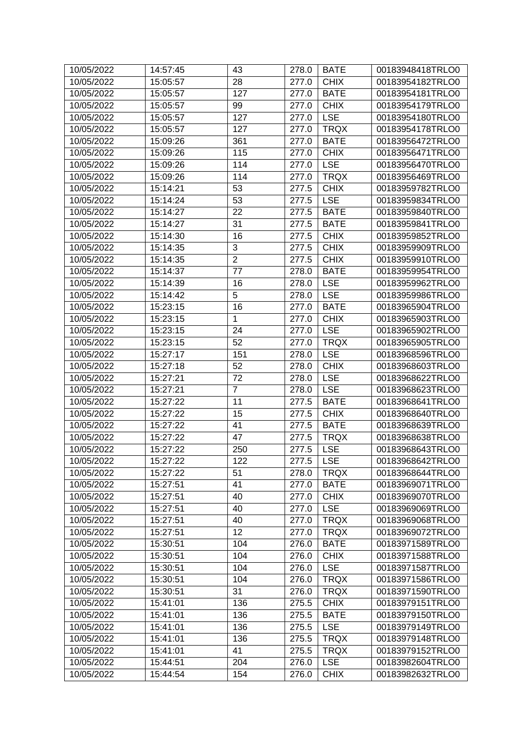| 10/05/2022 | 14:57:45 | 43 | 278.0 | BATE | 00183948418TRLO0 |
|---|---|---|---|---|---|
| 10/05/2022 | 15:05:57 | 28 | 277.0 | CHIX | 00183954182TRLO0 |
| 10/05/2022 | 15:05:57 | 127 | 277.0 | BATE | 00183954181TRLO0 |
| 10/05/2022 | 15:05:57 | 99 | 277.0 | CHIX | 00183954179TRLO0 |
| 10/05/2022 | 15:05:57 | 127 | 277.0 | LSE | 00183954180TRLO0 |
| 10/05/2022 | 15:05:57 | 127 | 277.0 | TRQX | 00183954178TRLO0 |
| 10/05/2022 | 15:09:26 | 361 | 277.0 | BATE | 00183956472TRLO0 |
| 10/05/2022 | 15:09:26 | 115 | 277.0 | CHIX | 00183956471TRLO0 |
| 10/05/2022 | 15:09:26 | 114 | 277.0 | LSE | 00183956470TRLO0 |
| 10/05/2022 | 15:09:26 | 114 | 277.0 | TRQX | 00183956469TRLO0 |
| 10/05/2022 | 15:14:21 | 53 | 277.5 | CHIX | 00183959782TRLO0 |
| 10/05/2022 | 15:14:24 | 53 | 277.5 | LSE | 00183959834TRLO0 |
| 10/05/2022 | 15:14:27 | 22 | 277.5 | BATE | 00183959840TRLO0 |
| 10/05/2022 | 15:14:27 | 31 | 277.5 | BATE | 00183959841TRLO0 |
| 10/05/2022 | 15:14:30 | 16 | 277.5 | CHIX | 00183959852TRLO0 |
| 10/05/2022 | 15:14:35 | 3 | 277.5 | CHIX | 00183959909TRLO0 |
| 10/05/2022 | 15:14:35 | 2 | 277.5 | CHIX | 00183959910TRLO0 |
| 10/05/2022 | 15:14:37 | 77 | 278.0 | BATE | 00183959954TRLO0 |
| 10/05/2022 | 15:14:39 | 16 | 278.0 | LSE | 00183959962TRLO0 |
| 10/05/2022 | 15:14:42 | 5 | 278.0 | LSE | 00183959986TRLO0 |
| 10/05/2022 | 15:23:15 | 16 | 277.0 | BATE | 00183965904TRLO0 |
| 10/05/2022 | 15:23:15 | 1 | 277.0 | CHIX | 00183965903TRLO0 |
| 10/05/2022 | 15:23:15 | 24 | 277.0 | LSE | 00183965902TRLO0 |
| 10/05/2022 | 15:23:15 | 52 | 277.0 | TRQX | 00183965905TRLO0 |
| 10/05/2022 | 15:27:17 | 151 | 278.0 | LSE | 00183968596TRLO0 |
| 10/05/2022 | 15:27:18 | 52 | 278.0 | CHIX | 00183968603TRLO0 |
| 10/05/2022 | 15:27:21 | 72 | 278.0 | LSE | 00183968622TRLO0 |
| 10/05/2022 | 15:27:21 | 7 | 278.0 | LSE | 00183968623TRLO0 |
| 10/05/2022 | 15:27:22 | 11 | 277.5 | BATE | 00183968641TRLO0 |
| 10/05/2022 | 15:27:22 | 15 | 277.5 | CHIX | 00183968640TRLO0 |
| 10/05/2022 | 15:27:22 | 41 | 277.5 | BATE | 00183968639TRLO0 |
| 10/05/2022 | 15:27:22 | 47 | 277.5 | TRQX | 00183968638TRLO0 |
| 10/05/2022 | 15:27:22 | 250 | 277.5 | LSE | 00183968643TRLO0 |
| 10/05/2022 | 15:27:22 | 122 | 277.5 | LSE | 00183968642TRLO0 |
| 10/05/2022 | 15:27:22 | 51 | 278.0 | TRQX | 00183968644TRLO0 |
| 10/05/2022 | 15:27:51 | 41 | 277.0 | BATE | 00183969071TRLO0 |
| 10/05/2022 | 15:27:51 | 40 | 277.0 | CHIX | 00183969070TRLO0 |
| 10/05/2022 | 15:27:51 | 40 | 277.0 | LSE | 00183969069TRLO0 |
| 10/05/2022 | 15:27:51 | 40 | 277.0 | TRQX | 00183969068TRLO0 |
| 10/05/2022 | 15:27:51 | 12 | 277.0 | TRQX | 00183969072TRLO0 |
| 10/05/2022 | 15:30:51 | 104 | 276.0 | BATE | 00183971589TRLO0 |
| 10/05/2022 | 15:30:51 | 104 | 276.0 | CHIX | 00183971588TRLO0 |
| 10/05/2022 | 15:30:51 | 104 | 276.0 | LSE | 00183971587TRLO0 |
| 10/05/2022 | 15:30:51 | 104 | 276.0 | TRQX | 00183971586TRLO0 |
| 10/05/2022 | 15:30:51 | 31 | 276.0 | TRQX | 00183971590TRLO0 |
| 10/05/2022 | 15:41:01 | 136 | 275.5 | CHIX | 00183979151TRLO0 |
| 10/05/2022 | 15:41:01 | 136 | 275.5 | BATE | 00183979150TRLO0 |
| 10/05/2022 | 15:41:01 | 136 | 275.5 | LSE | 00183979149TRLO0 |
| 10/05/2022 | 15:41:01 | 136 | 275.5 | TRQX | 00183979148TRLO0 |
| 10/05/2022 | 15:41:01 | 41 | 275.5 | TRQX | 00183979152TRLO0 |
| 10/05/2022 | 15:44:51 | 204 | 276.0 | LSE | 00183982604TRLO0 |
| 10/05/2022 | 15:44:54 | 154 | 276.0 | CHIX | 00183982632TRLO0 |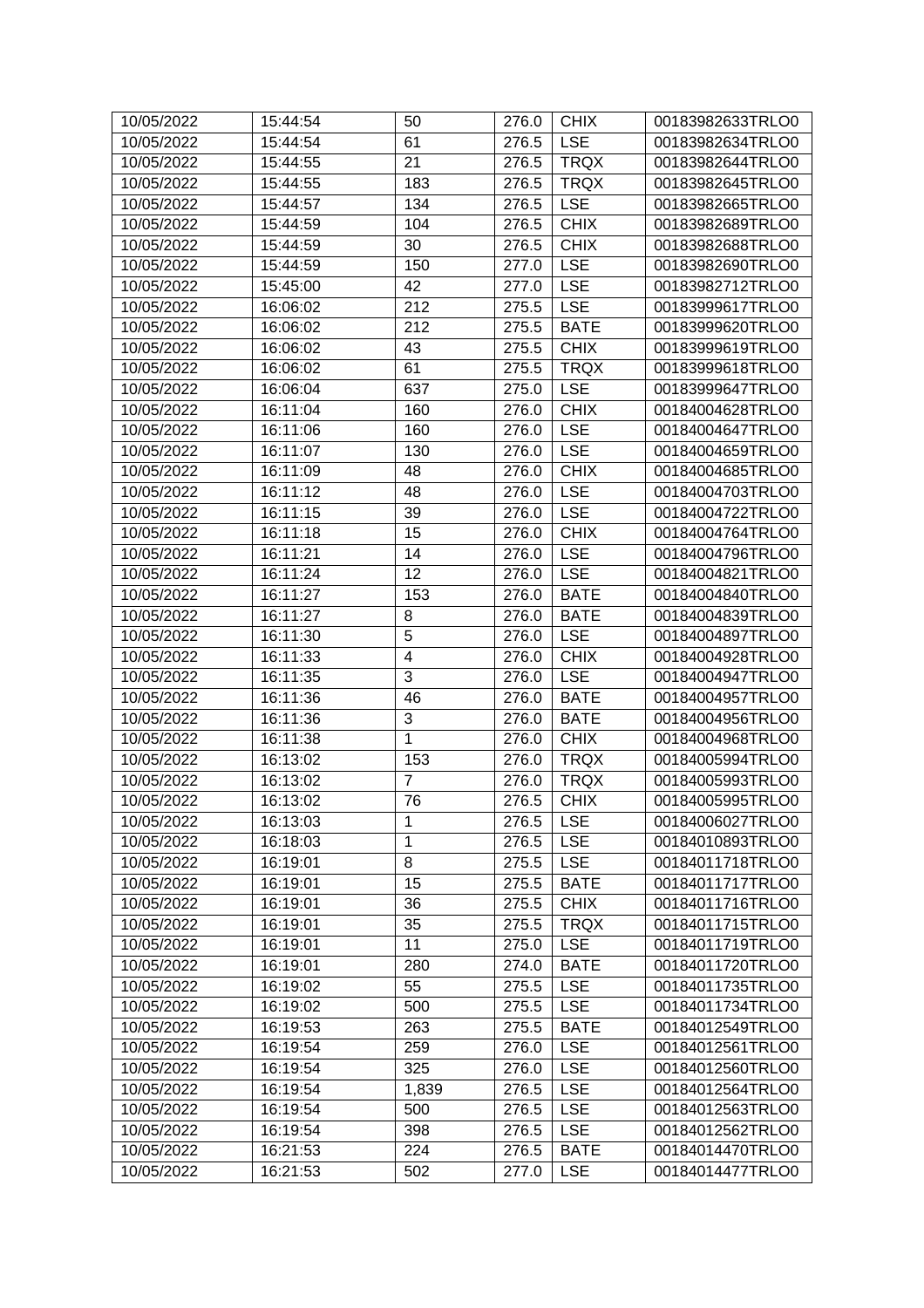| 10/05/2022 | 15:44:54 | 50 | 276.0 | CHIX | 00183982633TRLO0 |
|---|---|---|---|---|---|
| 10/05/2022 | 15:44:54 | 61 | 276.5 | LSE | 00183982634TRLO0 |
| 10/05/2022 | 15:44:55 | 21 | 276.5 | TRQX | 00183982644TRLO0 |
| 10/05/2022 | 15:44:55 | 183 | 276.5 | TRQX | 00183982645TRLO0 |
| 10/05/2022 | 15:44:57 | 134 | 276.5 | LSE | 00183982665TRLO0 |
| 10/05/2022 | 15:44:59 | 104 | 276.5 | CHIX | 00183982689TRLO0 |
| 10/05/2022 | 15:44:59 | 30 | 276.5 | CHIX | 00183982688TRLO0 |
| 10/05/2022 | 15:44:59 | 150 | 277.0 | LSE | 00183982690TRLO0 |
| 10/05/2022 | 15:45:00 | 42 | 277.0 | LSE | 00183982712TRLO0 |
| 10/05/2022 | 16:06:02 | 212 | 275.5 | LSE | 00183999617TRLO0 |
| 10/05/2022 | 16:06:02 | 212 | 275.5 | BATE | 00183999620TRLO0 |
| 10/05/2022 | 16:06:02 | 43 | 275.5 | CHIX | 00183999619TRLO0 |
| 10/05/2022 | 16:06:02 | 61 | 275.5 | TRQX | 00183999618TRLO0 |
| 10/05/2022 | 16:06:04 | 637 | 275.0 | LSE | 00183999647TRLO0 |
| 10/05/2022 | 16:11:04 | 160 | 276.0 | CHIX | 00184004628TRLO0 |
| 10/05/2022 | 16:11:06 | 160 | 276.0 | LSE | 00184004647TRLO0 |
| 10/05/2022 | 16:11:07 | 130 | 276.0 | LSE | 00184004659TRLO0 |
| 10/05/2022 | 16:11:09 | 48 | 276.0 | CHIX | 00184004685TRLO0 |
| 10/05/2022 | 16:11:12 | 48 | 276.0 | LSE | 00184004703TRLO0 |
| 10/05/2022 | 16:11:15 | 39 | 276.0 | LSE | 00184004722TRLO0 |
| 10/05/2022 | 16:11:18 | 15 | 276.0 | CHIX | 00184004764TRLO0 |
| 10/05/2022 | 16:11:21 | 14 | 276.0 | LSE | 00184004796TRLO0 |
| 10/05/2022 | 16:11:24 | 12 | 276.0 | LSE | 00184004821TRLO0 |
| 10/05/2022 | 16:11:27 | 153 | 276.0 | BATE | 00184004840TRLO0 |
| 10/05/2022 | 16:11:27 | 8 | 276.0 | BATE | 00184004839TRLO0 |
| 10/05/2022 | 16:11:30 | 5 | 276.0 | LSE | 00184004897TRLO0 |
| 10/05/2022 | 16:11:33 | 4 | 276.0 | CHIX | 00184004928TRLO0 |
| 10/05/2022 | 16:11:35 | 3 | 276.0 | LSE | 00184004947TRLO0 |
| 10/05/2022 | 16:11:36 | 46 | 276.0 | BATE | 00184004957TRLO0 |
| 10/05/2022 | 16:11:36 | 3 | 276.0 | BATE | 00184004956TRLO0 |
| 10/05/2022 | 16:11:38 | 1 | 276.0 | CHIX | 00184004968TRLO0 |
| 10/05/2022 | 16:13:02 | 153 | 276.0 | TRQX | 00184005994TRLO0 |
| 10/05/2022 | 16:13:02 | 7 | 276.0 | TRQX | 00184005993TRLO0 |
| 10/05/2022 | 16:13:02 | 76 | 276.5 | CHIX | 00184005995TRLO0 |
| 10/05/2022 | 16:13:03 | 1 | 276.5 | LSE | 00184006027TRLO0 |
| 10/05/2022 | 16:18:03 | 1 | 276.5 | LSE | 00184010893TRLO0 |
| 10/05/2022 | 16:19:01 | 8 | 275.5 | LSE | 00184011718TRLO0 |
| 10/05/2022 | 16:19:01 | 15 | 275.5 | BATE | 00184011717TRLO0 |
| 10/05/2022 | 16:19:01 | 36 | 275.5 | CHIX | 00184011716TRLO0 |
| 10/05/2022 | 16:19:01 | 35 | 275.5 | TRQX | 00184011715TRLO0 |
| 10/05/2022 | 16:19:01 | 11 | 275.0 | LSE | 00184011719TRLO0 |
| 10/05/2022 | 16:19:01 | 280 | 274.0 | BATE | 00184011720TRLO0 |
| 10/05/2022 | 16:19:02 | 55 | 275.5 | LSE | 00184011735TRLO0 |
| 10/05/2022 | 16:19:02 | 500 | 275.5 | LSE | 00184011734TRLO0 |
| 10/05/2022 | 16:19:53 | 263 | 275.5 | BATE | 00184012549TRLO0 |
| 10/05/2022 | 16:19:54 | 259 | 276.0 | LSE | 00184012561TRLO0 |
| 10/05/2022 | 16:19:54 | 325 | 276.0 | LSE | 00184012560TRLO0 |
| 10/05/2022 | 16:19:54 | 1,839 | 276.5 | LSE | 00184012564TRLO0 |
| 10/05/2022 | 16:19:54 | 500 | 276.5 | LSE | 00184012563TRLO0 |
| 10/05/2022 | 16:19:54 | 398 | 276.5 | LSE | 00184012562TRLO0 |
| 10/05/2022 | 16:21:53 | 224 | 276.5 | BATE | 00184014470TRLO0 |
| 10/05/2022 | 16:21:53 | 502 | 277.0 | LSE | 00184014477TRLO0 |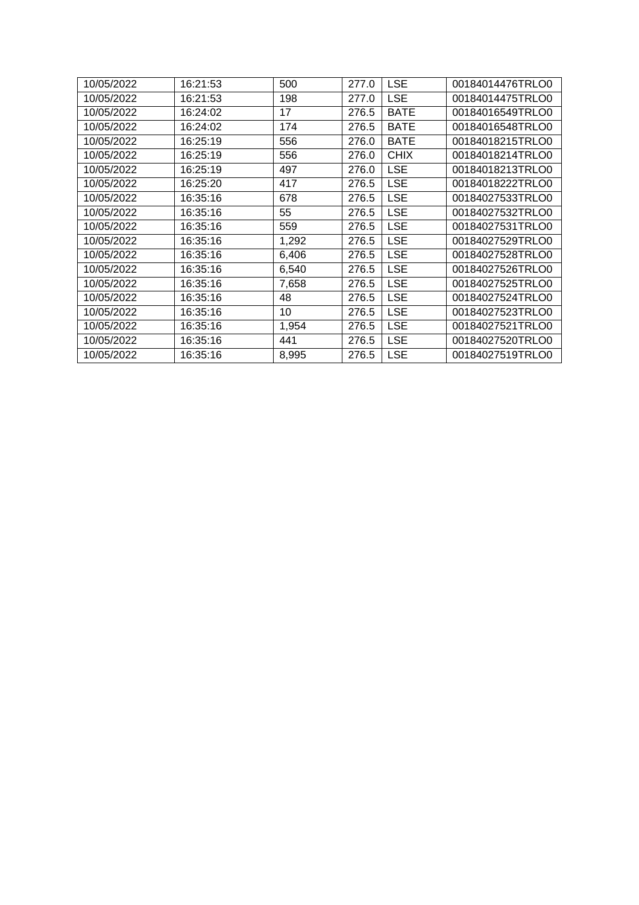| | | | | | |
|---|---|---|---|---|---|
| 10/05/2022 | 16:21:53 | 500 | 277.0 | LSE | 00184014476TRLO0 |
| 10/05/2022 | 16:21:53 | 198 | 277.0 | LSE | 00184014475TRLO0 |
| 10/05/2022 | 16:24:02 | 17 | 276.5 | BATE | 00184016549TRLO0 |
| 10/05/2022 | 16:24:02 | 174 | 276.5 | BATE | 00184016548TRLO0 |
| 10/05/2022 | 16:25:19 | 556 | 276.0 | BATE | 00184018215TRLO0 |
| 10/05/2022 | 16:25:19 | 556 | 276.0 | CHIX | 00184018214TRLO0 |
| 10/05/2022 | 16:25:19 | 497 | 276.0 | LSE | 00184018213TRLO0 |
| 10/05/2022 | 16:25:20 | 417 | 276.5 | LSE | 00184018222TRLO0 |
| 10/05/2022 | 16:35:16 | 678 | 276.5 | LSE | 00184027533TRLO0 |
| 10/05/2022 | 16:35:16 | 55 | 276.5 | LSE | 00184027532TRLO0 |
| 10/05/2022 | 16:35:16 | 559 | 276.5 | LSE | 00184027531TRLO0 |
| 10/05/2022 | 16:35:16 | 1,292 | 276.5 | LSE | 00184027529TRLO0 |
| 10/05/2022 | 16:35:16 | 6,406 | 276.5 | LSE | 00184027528TRLO0 |
| 10/05/2022 | 16:35:16 | 6,540 | 276.5 | LSE | 00184027526TRLO0 |
| 10/05/2022 | 16:35:16 | 7,658 | 276.5 | LSE | 00184027525TRLO0 |
| 10/05/2022 | 16:35:16 | 48 | 276.5 | LSE | 00184027524TRLO0 |
| 10/05/2022 | 16:35:16 | 10 | 276.5 | LSE | 00184027523TRLO0 |
| 10/05/2022 | 16:35:16 | 1,954 | 276.5 | LSE | 00184027521TRLO0 |
| 10/05/2022 | 16:35:16 | 441 | 276.5 | LSE | 00184027520TRLO0 |
| 10/05/2022 | 16:35:16 | 8,995 | 276.5 | LSE | 00184027519TRLO0 |